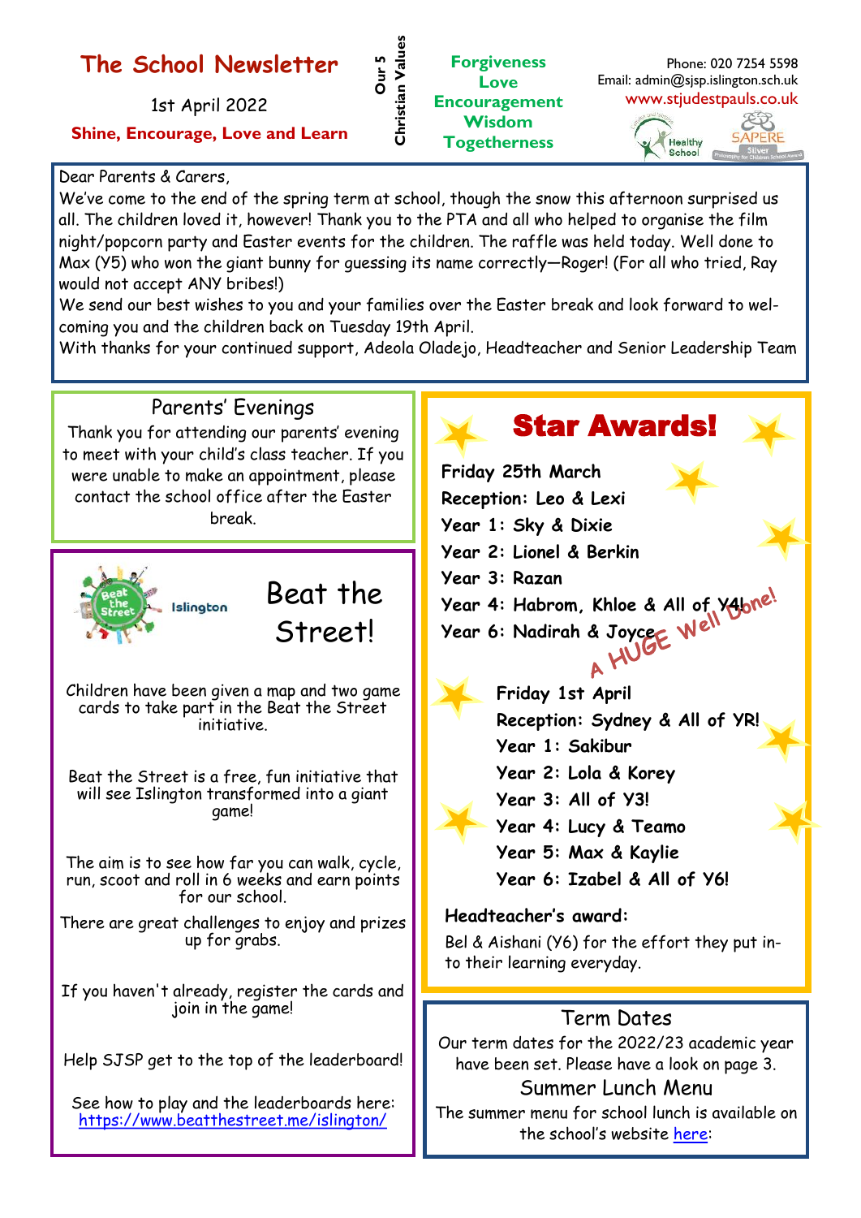# The School Newsletter

1st April 2022

**Shine, Encourage, Love and Learn**

**Our 5 Christian Values**

**Forgiveness**
**Love**
**Encouragement**
**Wisdom**
**Togetherness**

Phone: 020 7254 5598
Email: admin@sjsp.islington.sch.uk
www.stjudestpauls.co.uk

Dear Parents & Carers,

We've come to the end of the spring term at school, though the snow this afternoon surprised us all. The children loved it, however! Thank you to the PTA and all who helped to organise the film night/popcorn party and Easter events for the children. The raffle was held today. Well done to Max (Y5) who won the giant bunny for guessing its name correctly—Roger! (For all who tried, Ray would not accept ANY bribes!)

We send our best wishes to you and your families over the Easter break and look forward to welcoming you and the children back on Tuesday 19th April.

With thanks for your continued support, Adeola Oladejo, Headteacher and Senior Leadership Team

## Parents' Evenings

Thank you for attending our parents' evening to meet with your child's class teacher. If you were unable to make an appointment, please contact the school office after the Easter break.

## Beat the Street!

Children have been given a map and two game cards to take part in the Beat the Street initiative.

Beat the Street is a free, fun initiative that will see Islington transformed into a giant game!

The aim is to see how far you can walk, cycle, run, scoot and roll in 6 weeks and earn points for our school.

There are great challenges to enjoy and prizes up for grabs.

If you haven't already, register the cards and join in the game!

Help SJSP get to the top of the leaderboard!

See how to play and the leaderboards here: https://www.beatthestreet.me/islington/

## Star Awards!

**Friday 25th March**
**Reception: Leo & Lexi**
**Year 1: Sky & Dixie**
**Year 2: Lionel & Berkin**
**Year 3: Razan**
**Year 4: Habrom, Khloe & All of Y4!**
**Year 6: Nadirah & Joyce**

A HUGE Well Done!

**Friday 1st April**
**Reception: Sydney & All of YR!**
**Year 1: Sakibur**
**Year 2: Lola & Korey**
**Year 3: All of Y3!**
**Year 4: Lucy & Teamo**
**Year 5: Max & Kaylie**
**Year 6: Izabel & All of Y6!**

**Headteacher's award:**
Bel & Aishani (Y6) for the effort they put into their learning everyday.

## Term Dates

Our term dates for the 2022/23 academic year have been set. Please have a look on page 3.

## Summer Lunch Menu

The summer menu for school lunch is available on the school's website here: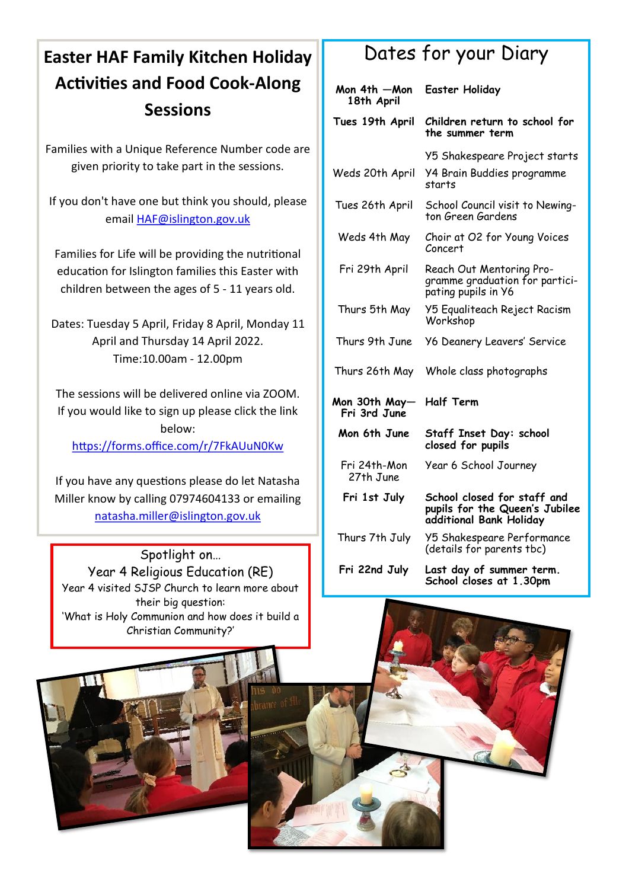## Easter HAF Family Kitchen Holiday Activities and Food Cook-Along Sessions

Families with a Unique Reference Number code are given priority to take part in the sessions.

If you don't have one but think you should, please email HAF@islington.gov.uk

Families for Life will be providing the nutritional education for Islington families this Easter with children between the ages of 5 - 11 years old.

Dates: Tuesday 5 April, Friday 8 April, Monday 11 April and Thursday 14 April 2022.
Time:10.00am - 12.00pm

The sessions will be delivered online via ZOOM. If you would like to sign up please click the link below:
https://forms.office.com/r/7FkAUuN0Kw

If you have any questions please do let Natasha Miller know by calling 07974604133 or emailing natasha.miller@islington.gov.uk

## Spotlight on…
### Year 4 Religious Education (RE)

Year 4 visited SJSP Church to learn more about their big question:
'What is Holy Communion and how does it build a Christian Community?'

## Dates for your Diary

| Date | Event |
|---|---|
| **Mon 4th —Mon 18th April** | **Easter Holiday** |
| **Tues 19th April** | **Children return to school for the summer term** |
| Weds 20th April | Y5 Shakespeare Project starts<br>Y4 Brain Buddies programme starts |
| Tues 26th April | School Council visit to Newington Green Gardens |
| Weds 4th May | Choir at O2 for Young Voices Concert |
| Fri 29th April | Reach Out Mentoring Programme graduation for participating pupils in Y6 |
| Thurs 5th May | Y5 Equaliteach Reject Racism Workshop |
| Thurs 9th June | Y6 Deanery Leavers' Service |
| Thurs 26th May | Whole class photographs |
| **Mon 30th May— Fri 3rd June** | **Half Term** |
| **Mon 6th June** | **Staff Inset Day: school closed for pupils** |
| Fri 24th-Mon 27th June | Year 6 School Journey |
| **Fri 1st July** | **School closed for staff and pupils for the Queen's Jubilee additional Bank Holiday** |
| Thurs 7th July | Y5 Shakespeare Performance (details for parents tbc) |
| **Fri 22nd July** | **Last day of summer term. School closes at 1.30pm** |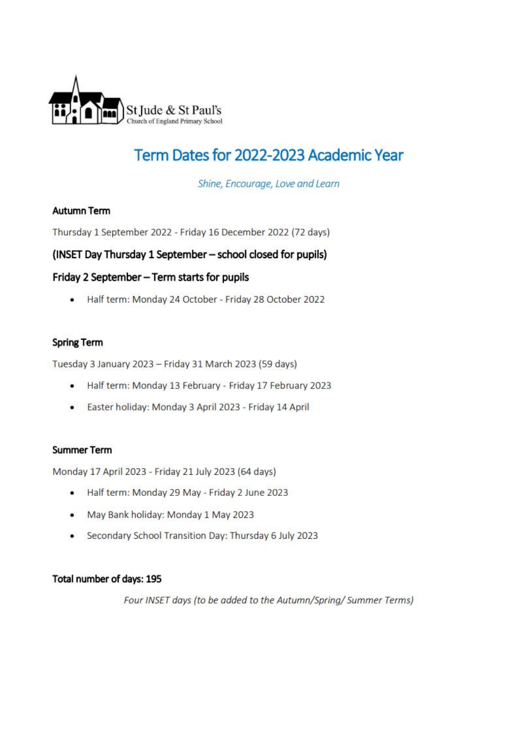St Jude & St Paul's
Church of England Primary School

# Term Dates for 2022-2023 Academic Year

*Shine, Encourage, Love and Learn*

**Autumn Term**

Thursday 1 September 2022 - Friday 16 December 2022 (72 days)

**(INSET Day Thursday 1 September – school closed for pupils)**

**Friday 2 September – Term starts for pupils**

- Half term: Monday 24 October - Friday 28 October 2022

**Spring Term**

Tuesday 3 January 2023 – Friday 31 March 2023 (59 days)

- Half term: Monday 13 February - Friday 17 February 2023
- Easter holiday: Monday 3 April 2023 - Friday 14 April

**Summer Term**

Monday 17 April 2023 - Friday 21 July 2023 (64 days)

- Half term: Monday 29 May - Friday 2 June 2023
- May Bank holiday: Monday 1 May 2023
- Secondary School Transition Day: Thursday 6 July 2023

**Total number of days: 195**

*Four INSET days (to be added to the Autumn/Spring/ Summer Terms)*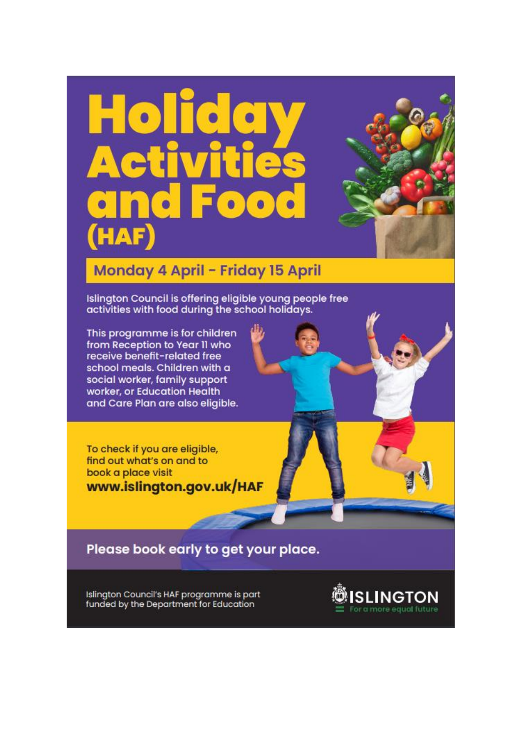# Holiday Activities and Food (HAF)

## Monday 4 April - Friday 15 April

Islington Council is offering eligible young people free activities with food during the school holidays.

This programme is for children from Reception to Year 11 who receive benefit-related free school meals. Children with a social worker, family support worker, or Education Health and Care Plan are also eligible.

To check if you are eligible, find out what's on and to book a place visit **www.islington.gov.uk/HAF**

**Please book early to get your place.**

Islington Council's HAF programme is part funded by the Department for Education

ISLINGTON
For a more equal future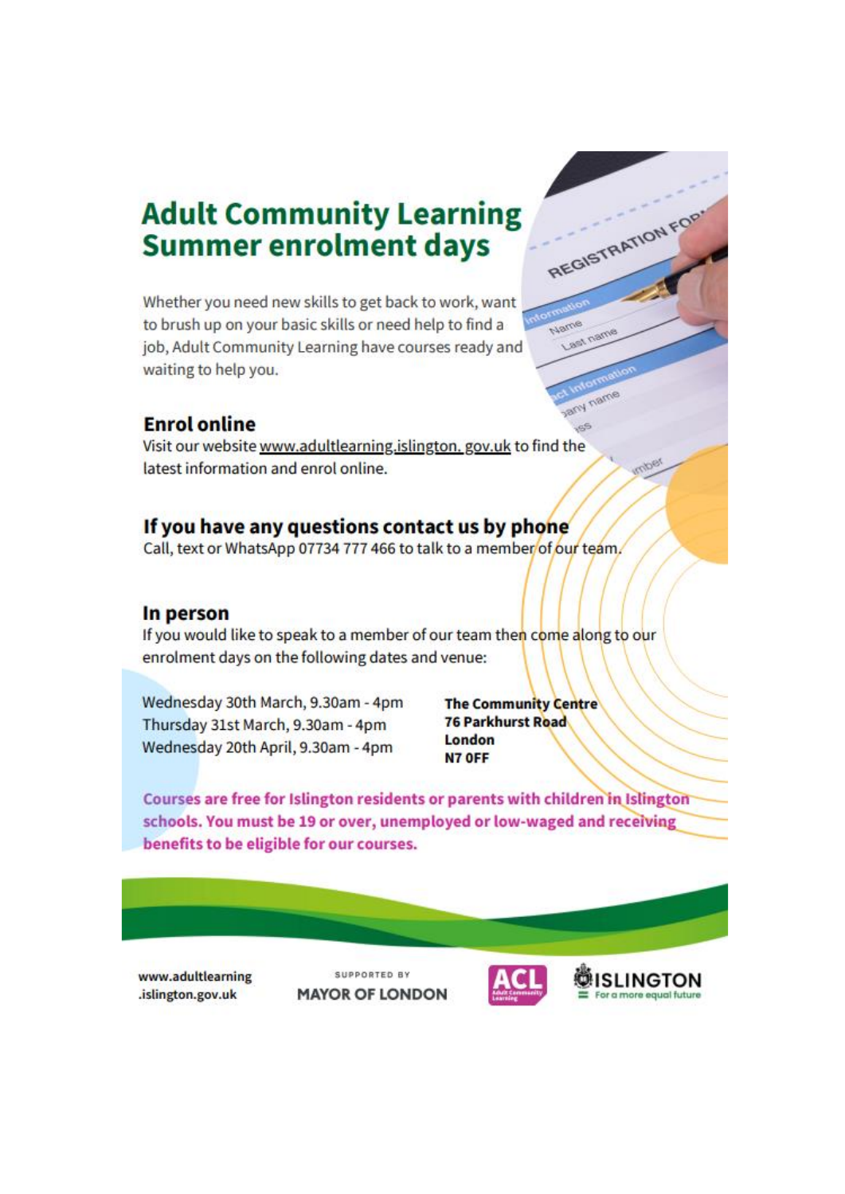# Adult Community Learning Summer enrolment days

Whether you need new skills to get back to work, want to brush up on your basic skills or need help to find a job, Adult Community Learning have courses ready and waiting to help you.

## Enrol online

Visit our website www.adultlearning.islington. gov.uk to find the latest information and enrol online.

## If you have any questions contact us by phone

Call, text or WhatsApp 07734 777 466 to talk to a member of our team.

## In person

If you would like to speak to a member of our team then come along to our enrolment days on the following dates and venue:

Wednesday 30th March, 9.30am - 4pm
Thursday 31st March, 9.30am - 4pm
Wednesday 20th April, 9.30am - 4pm

**The Community Centre**
**76 Parkhurst Road**
**London**
**N7 0FF**

**Courses are free for Islington residents or parents with children in Islington schools. You must be 19 or over, unemployed or low-waged and receiving benefits to be eligible for our courses.**

www.adultlearning.islington.gov.uk

SUPPORTED BY MAYOR OF LONDON

ACL Adult Community Learning

ISLINGTON For a more equal future